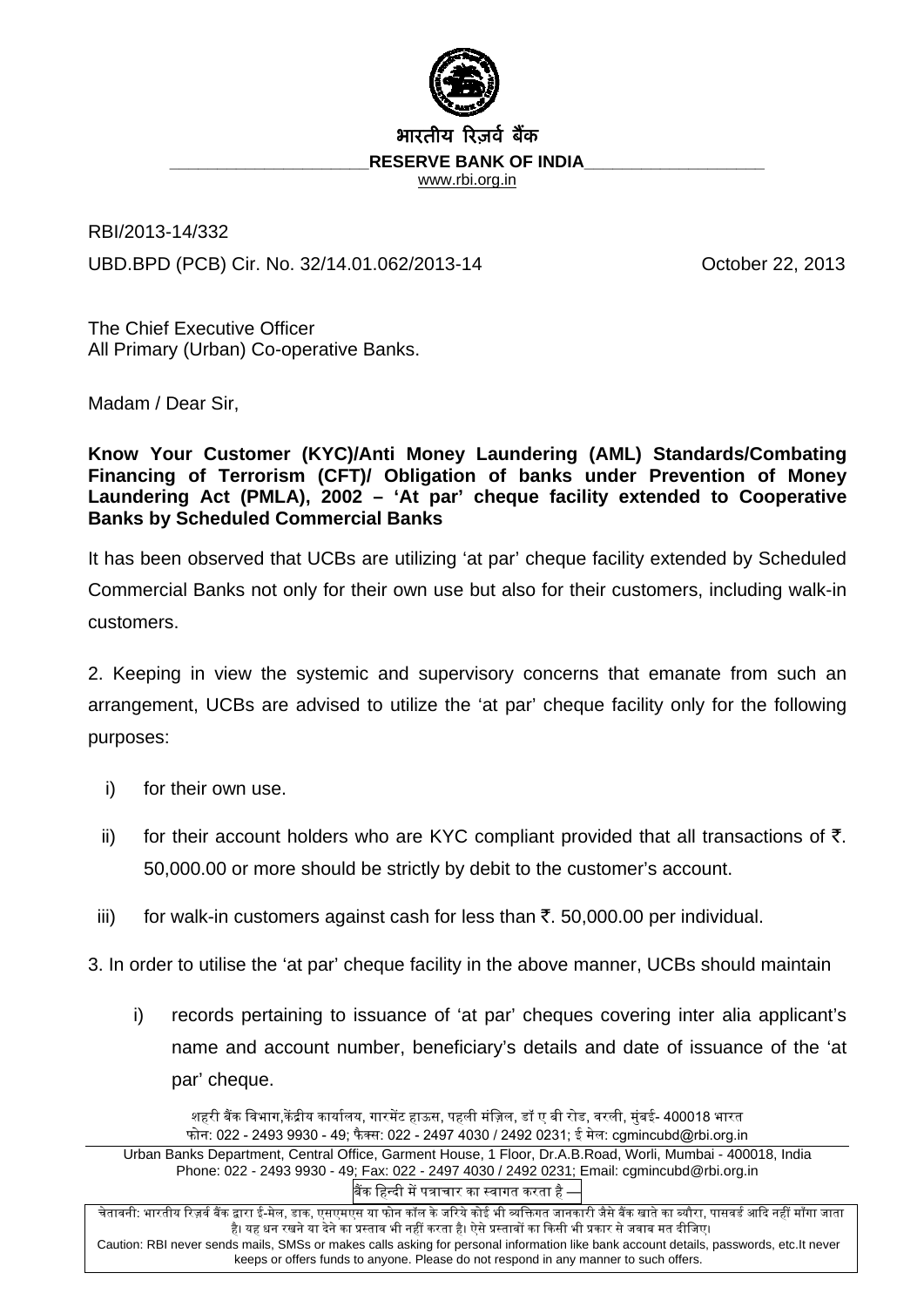भारतीय रिज़र्व बैंक

**RESERVE BANK OF INDIA**

www.rbi.org.in

RBI/2013-14/332

UBD.BPD (PCB) Cir. No. 32/14.01.062/2013-14 October 22, 2013

The Chief Executive Officer
All Primary (Urban) Co-operative Banks.

Madam / Dear Sir,

**Know Your Customer (KYC)/Anti Money Laundering (AML) Standards/Combating Financing of Terrorism (CFT)/ Obligation of banks under Prevention of Money Laundering Act (PMLA), 2002 – 'At par' cheque facility extended to Cooperative Banks by Scheduled Commercial Banks**

It has been observed that UCBs are utilizing 'at par' cheque facility extended by Scheduled Commercial Banks not only for their own use but also for their customers, including walk-in customers.

2. Keeping in view the systemic and supervisory concerns that emanate from such an arrangement, UCBs are advised to utilize the 'at par' cheque facility only for the following purposes:

i) for their own use.

ii) for their account holders who are KYC compliant provided that all transactions of ₹. 50,000.00 or more should be strictly by debit to the customer's account.

iii) for walk-in customers against cash for less than ₹. 50,000.00 per individual.

3. In order to utilise the 'at par' cheque facility in the above manner, UCBs should maintain

i) records pertaining to issuance of 'at par' cheques covering inter alia applicant's name and account number, beneficiary's details and date of issuance of the 'at par' cheque.

शहरी बैंक विभाग,केंद्रीय कार्यालय, गारमेंट हाऊस, पहली मंज़िल, डॉ ए बी रोड, वरली, मुंबई- 400018 भारत
फोन: 022 - 2493 9930 - 49; फैक्स: 022 - 2497 4030 / 2492 0231; ई मेल: cgmincubd@rbi.org.in

Urban Banks Department, Central Office, Garment House, 1 Floor, Dr.A.B.Road, Worli, Mumbai - 400018, India
Phone: 022 - 2493 9930 - 49; Fax: 022 - 2497 4030 / 2492 0231; Email: cgmincubd@rbi.org.in

बैंक हिन्दी में पत्राचार का स्वागत करता है

चेतावनी: भारतीय रिज़र्व बैंक द्वारा ई-मेल, डाक, एसएमएस या फोन कॉल के जरिये कोई भी व्यक्तिगत जानकारी जैसे बैंक खाते का ब्यौरा, पासवर्ड आदि नहीं माँगा जाता है। यह धन रखने या देने का प्रस्ताव भी नहीं करता है। ऐसे प्रस्तावों का किसी भी प्रकार से जवाब मत दीजिए।

Caution: RBI never sends mails, SMSs or makes calls asking for personal information like bank account details, passwords, etc.It never keeps or offers funds to anyone. Please do not respond in any manner to such offers.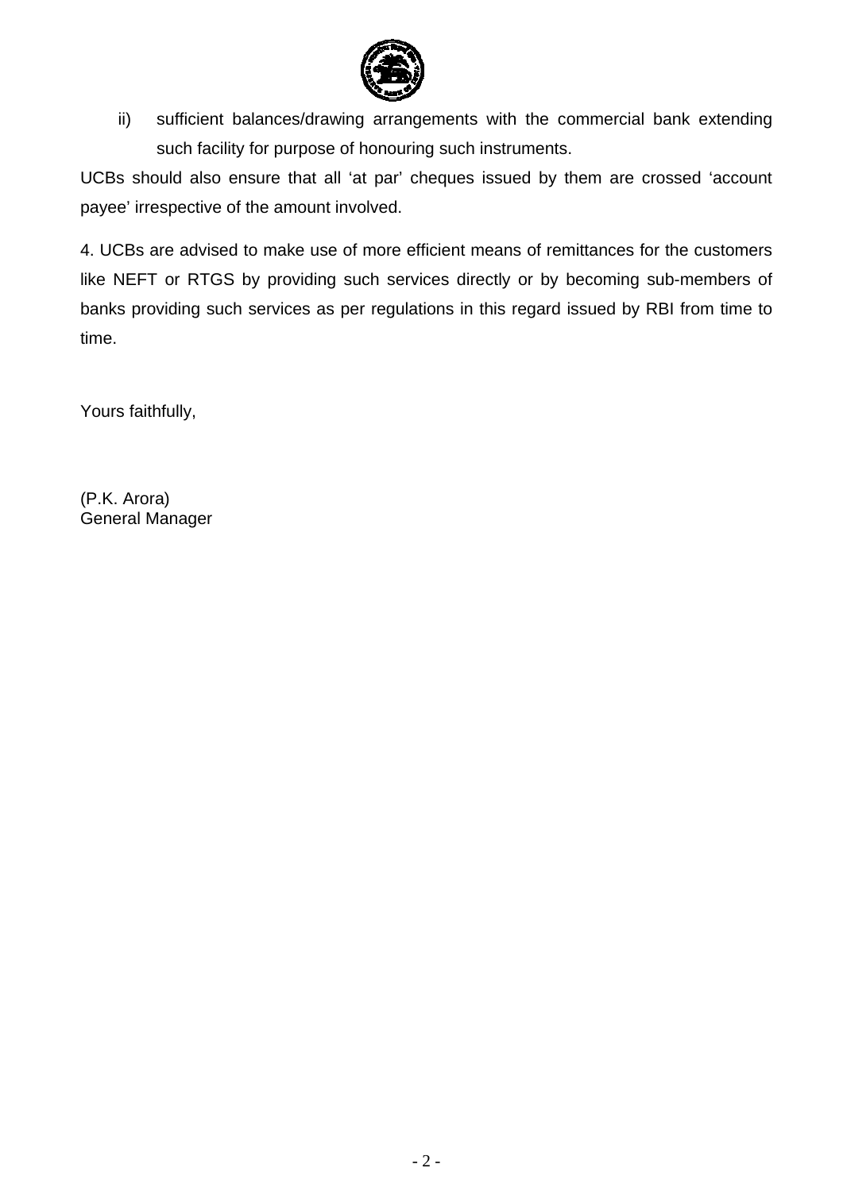ii) sufficient balances/drawing arrangements with the commercial bank extending such facility for purpose of honouring such instruments.

UCBs should also ensure that all 'at par' cheques issued by them are crossed 'account payee' irrespective of the amount involved.

4. UCBs are advised to make use of more efficient means of remittances for the customers like NEFT or RTGS by providing such services directly or by becoming sub-members of banks providing such services as per regulations in this regard issued by RBI from time to time.

Yours faithfully,

(P.K. Arora)
General Manager